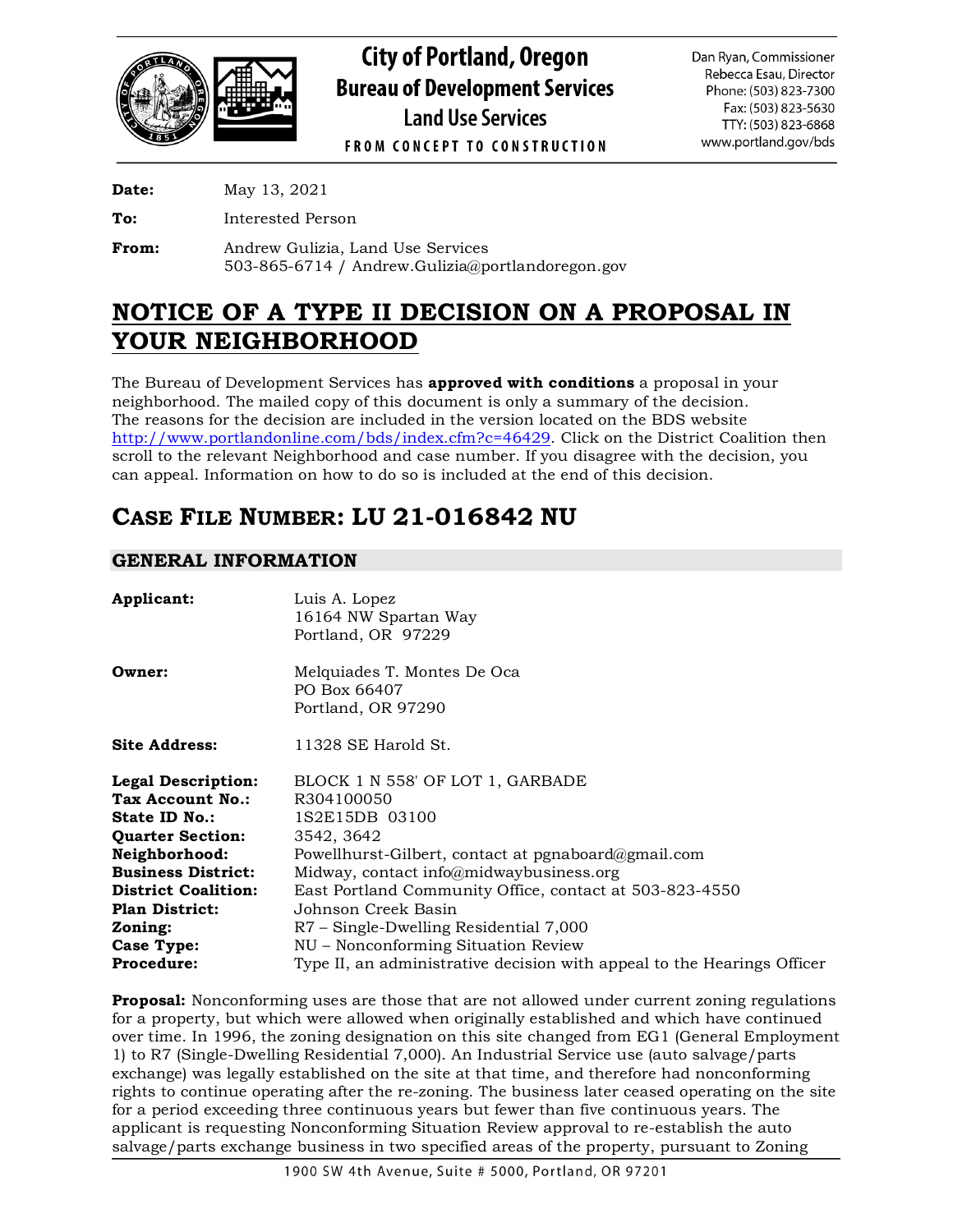**City of Portland, Oregon**
**Bureau of Development Services**
**Land Use Services**
FROM CONCEPT TO CONSTRUCTION

Dan Ryan, Commissioner
Rebecca Esau, Director
Phone: (503) 823-7300
Fax: (503) 823-5630
TTY: (503) 823-6868
www.portland.gov/bds

**Date:** May 13, 2021

**To:** Interested Person

**From:** Andrew Gulizia, Land Use Services
503-865-6714 / Andrew.Gulizia@portlandoregon.gov

# NOTICE OF A TYPE II DECISION ON A PROPOSAL IN YOUR NEIGHBORHOOD

The Bureau of Development Services has **approved with conditions** a proposal in your neighborhood. The mailed copy of this document is only a summary of the decision. The reasons for the decision are included in the version located on the BDS website http://www.portlandonline.com/bds/index.cfm?c=46429. Click on the District Coalition then scroll to the relevant Neighborhood and case number. If you disagree with the decision, you can appeal. Information on how to do so is included at the end of this decision.

# CASE FILE NUMBER: LU 21-016842 NU

## GENERAL INFORMATION

**Applicant:** Luis A. Lopez
16164 NW Spartan Way
Portland, OR 97229

**Owner:** Melquiades T. Montes De Oca
PO Box 66407
Portland, OR 97290

**Site Address:** 11328 SE Harold St.

**Legal Description:** BLOCK 1 N 558' OF LOT 1, GARBADE
**Tax Account No.:** R304100050
**State ID No.:** 1S2E15DB 03100
**Quarter Section:** 3542, 3642
**Neighborhood:** Powellhurst-Gilbert, contact at pgnaboard@gmail.com
**Business District:** Midway, contact info@midwaybusiness.org
**District Coalition:** East Portland Community Office, contact at 503-823-4550
**Plan District:** Johnson Creek Basin
**Zoning:** R7 – Single-Dwelling Residential 7,000
**Case Type:** NU – Nonconforming Situation Review
**Procedure:** Type II, an administrative decision with appeal to the Hearings Officer

**Proposal:** Nonconforming uses are those that are not allowed under current zoning regulations for a property, but which were allowed when originally established and which have continued over time. In 1996, the zoning designation on this site changed from EG1 (General Employment 1) to R7 (Single-Dwelling Residential 7,000). An Industrial Service use (auto salvage/parts exchange) was legally established on the site at that time, and therefore had nonconforming rights to continue operating after the re-zoning. The business later ceased operating on the site for a period exceeding three continuous years but fewer than five continuous years. The applicant is requesting Nonconforming Situation Review approval to re-establish the auto salvage/parts exchange business in two specified areas of the property, pursuant to Zoning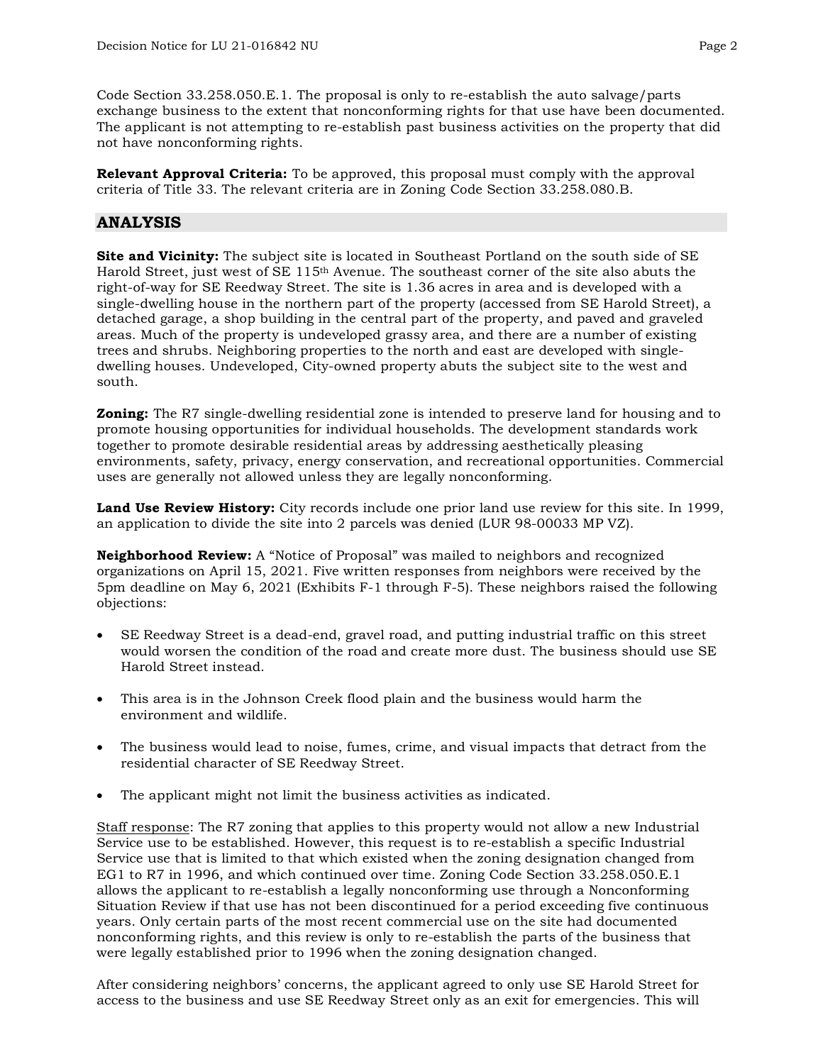Code Section 33.258.050.E.1. The proposal is only to re-establish the auto salvage/parts exchange business to the extent that nonconforming rights for that use have been documented. The applicant is not attempting to re-establish past business activities on the property that did not have nonconforming rights.

**Relevant Approval Criteria:** To be approved, this proposal must comply with the approval criteria of Title 33. The relevant criteria are in Zoning Code Section 33.258.080.B.

## ANALYSIS

**Site and Vicinity:** The subject site is located in Southeast Portland on the south side of SE Harold Street, just west of SE 115th Avenue. The southeast corner of the site also abuts the right-of-way for SE Reedway Street. The site is 1.36 acres in area and is developed with a single-dwelling house in the northern part of the property (accessed from SE Harold Street), a detached garage, a shop building in the central part of the property, and paved and graveled areas. Much of the property is undeveloped grassy area, and there are a number of existing trees and shrubs. Neighboring properties to the north and east are developed with single-dwelling houses. Undeveloped, City-owned property abuts the subject site to the west and south.

**Zoning:** The R7 single-dwelling residential zone is intended to preserve land for housing and to promote housing opportunities for individual households. The development standards work together to promote desirable residential areas by addressing aesthetically pleasing environments, safety, privacy, energy conservation, and recreational opportunities. Commercial uses are generally not allowed unless they are legally nonconforming.

**Land Use Review History:** City records include one prior land use review for this site. In 1999, an application to divide the site into 2 parcels was denied (LUR 98-00033 MP VZ).

**Neighborhood Review:** A "Notice of Proposal" was mailed to neighbors and recognized organizations on April 15, 2021. Five written responses from neighbors were received by the 5pm deadline on May 6, 2021 (Exhibits F-1 through F-5). These neighbors raised the following objections:

- SE Reedway Street is a dead-end, gravel road, and putting industrial traffic on this street would worsen the condition of the road and create more dust. The business should use SE Harold Street instead.

- This area is in the Johnson Creek flood plain and the business would harm the environment and wildlife.

- The business would lead to noise, fumes, crime, and visual impacts that detract from the residential character of SE Reedway Street.

- The applicant might not limit the business activities as indicated.

Staff response: The R7 zoning that applies to this property would not allow a new Industrial Service use to be established. However, this request is to re-establish a specific Industrial Service use that is limited to that which existed when the zoning designation changed from EG1 to R7 in 1996, and which continued over time. Zoning Code Section 33.258.050.E.1 allows the applicant to re-establish a legally nonconforming use through a Nonconforming Situation Review if that use has not been discontinued for a period exceeding five continuous years. Only certain parts of the most recent commercial use on the site had documented nonconforming rights, and this review is only to re-establish the parts of the business that were legally established prior to 1996 when the zoning designation changed.

After considering neighbors' concerns, the applicant agreed to only use SE Harold Street for access to the business and use SE Reedway Street only as an exit for emergencies. This will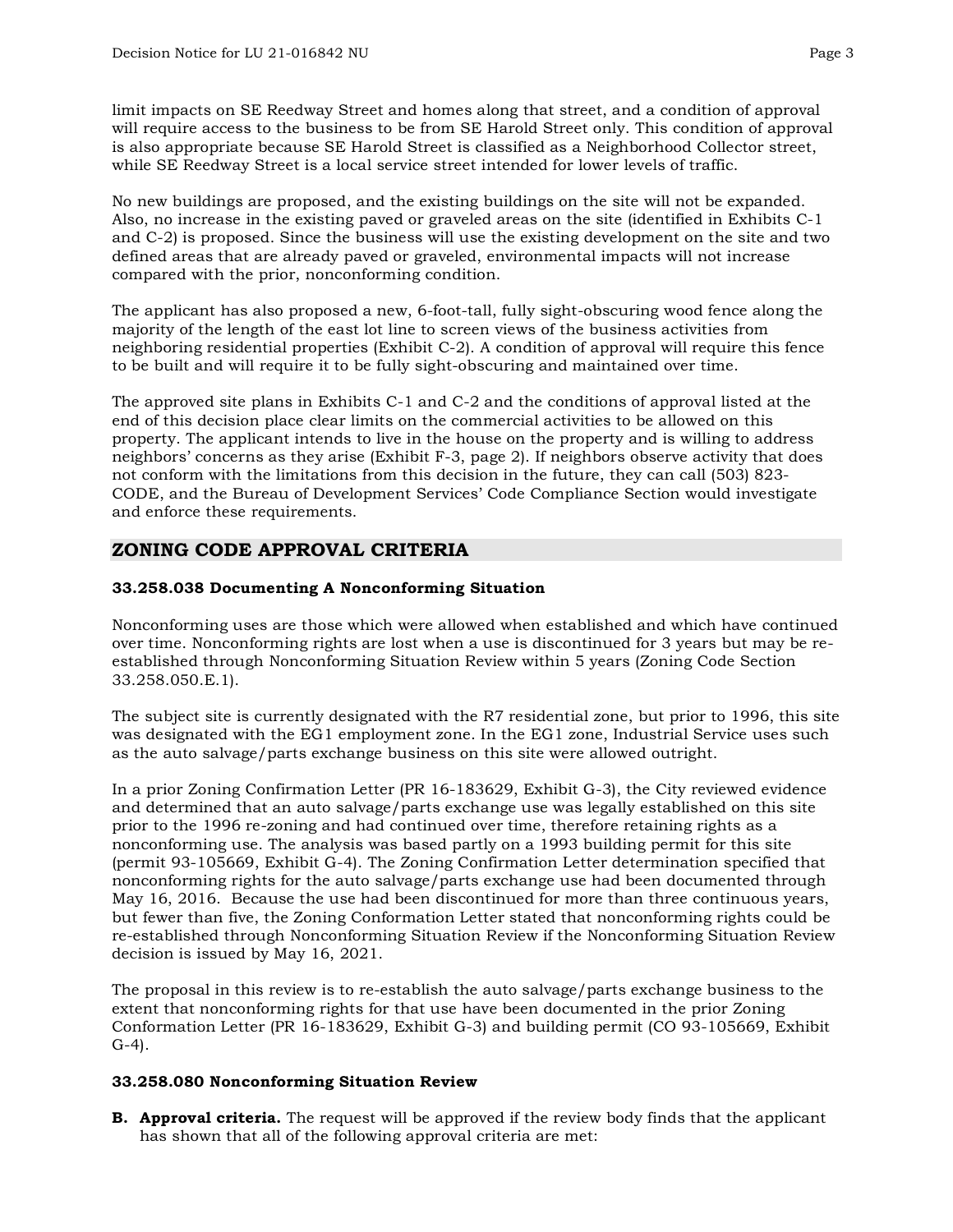limit impacts on SE Reedway Street and homes along that street, and a condition of approval will require access to the business to be from SE Harold Street only. This condition of approval is also appropriate because SE Harold Street is classified as a Neighborhood Collector street, while SE Reedway Street is a local service street intended for lower levels of traffic.

No new buildings are proposed, and the existing buildings on the site will not be expanded. Also, no increase in the existing paved or graveled areas on the site (identified in Exhibits C-1 and C-2) is proposed. Since the business will use the existing development on the site and two defined areas that are already paved or graveled, environmental impacts will not increase compared with the prior, nonconforming condition.

The applicant has also proposed a new, 6-foot-tall, fully sight-obscuring wood fence along the majority of the length of the east lot line to screen views of the business activities from neighboring residential properties (Exhibit C-2). A condition of approval will require this fence to be built and will require it to be fully sight-obscuring and maintained over time.

The approved site plans in Exhibits C-1 and C-2 and the conditions of approval listed at the end of this decision place clear limits on the commercial activities to be allowed on this property. The applicant intends to live in the house on the property and is willing to address neighbors' concerns as they arise (Exhibit F-3, page 2). If neighbors observe activity that does not conform with the limitations from this decision in the future, they can call (503) 823-CODE, and the Bureau of Development Services' Code Compliance Section would investigate and enforce these requirements.

## ZONING CODE APPROVAL CRITERIA

### 33.258.038 Documenting A Nonconforming Situation

Nonconforming uses are those which were allowed when established and which have continued over time. Nonconforming rights are lost when a use is discontinued for 3 years but may be re-established through Nonconforming Situation Review within 5 years (Zoning Code Section 33.258.050.E.1).

The subject site is currently designated with the R7 residential zone, but prior to 1996, this site was designated with the EG1 employment zone. In the EG1 zone, Industrial Service uses such as the auto salvage/parts exchange business on this site were allowed outright.

In a prior Zoning Confirmation Letter (PR 16-183629, Exhibit G-3), the City reviewed evidence and determined that an auto salvage/parts exchange use was legally established on this site prior to the 1996 re-zoning and had continued over time, therefore retaining rights as a nonconforming use. The analysis was based partly on a 1993 building permit for this site (permit 93-105669, Exhibit G-4). The Zoning Confirmation Letter determination specified that nonconforming rights for the auto salvage/parts exchange use had been documented through May 16, 2016. Because the use had been discontinued for more than three continuous years, but fewer than five, the Zoning Conformation Letter stated that nonconforming rights could be re-established through Nonconforming Situation Review if the Nonconforming Situation Review decision is issued by May 16, 2021.

The proposal in this review is to re-establish the auto salvage/parts exchange business to the extent that nonconforming rights for that use have been documented in the prior Zoning Conformation Letter (PR 16-183629, Exhibit G-3) and building permit (CO 93-105669, Exhibit G-4).

### 33.258.080 Nonconforming Situation Review

**B. Approval criteria.** The request will be approved if the review body finds that the applicant has shown that all of the following approval criteria are met: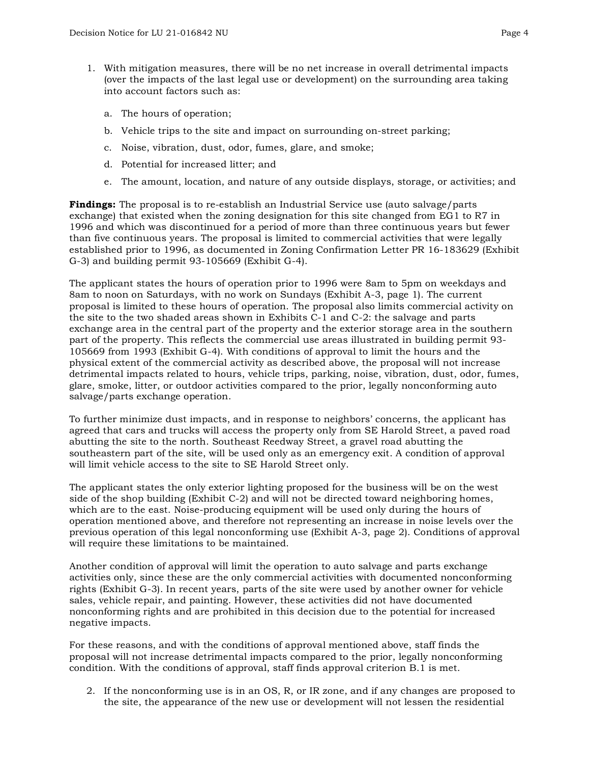1. With mitigation measures, there will be no net increase in overall detrimental impacts (over the impacts of the last legal use or development) on the surrounding area taking into account factors such as:

    a. The hours of operation;

    b. Vehicle trips to the site and impact on surrounding on-street parking;

    c. Noise, vibration, dust, odor, fumes, glare, and smoke;

    d. Potential for increased litter; and

    e. The amount, location, and nature of any outside displays, storage, or activities; and

**Findings:** The proposal is to re-establish an Industrial Service use (auto salvage/parts exchange) that existed when the zoning designation for this site changed from EG1 to R7 in 1996 and which was discontinued for a period of more than three continuous years but fewer than five continuous years. The proposal is limited to commercial activities that were legally established prior to 1996, as documented in Zoning Confirmation Letter PR 16-183629 (Exhibit G-3) and building permit 93-105669 (Exhibit G-4).

The applicant states the hours of operation prior to 1996 were 8am to 5pm on weekdays and 8am to noon on Saturdays, with no work on Sundays (Exhibit A-3, page 1). The current proposal is limited to these hours of operation. The proposal also limits commercial activity on the site to the two shaded areas shown in Exhibits C-1 and C-2: the salvage and parts exchange area in the central part of the property and the exterior storage area in the southern part of the property. This reflects the commercial use areas illustrated in building permit 93-105669 from 1993 (Exhibit G-4). With conditions of approval to limit the hours and the physical extent of the commercial activity as described above, the proposal will not increase detrimental impacts related to hours, vehicle trips, parking, noise, vibration, dust, odor, fumes, glare, smoke, litter, or outdoor activities compared to the prior, legally nonconforming auto salvage/parts exchange operation.

To further minimize dust impacts, and in response to neighbors' concerns, the applicant has agreed that cars and trucks will access the property only from SE Harold Street, a paved road abutting the site to the north. Southeast Reedway Street, a gravel road abutting the southeastern part of the site, will be used only as an emergency exit. A condition of approval will limit vehicle access to the site to SE Harold Street only.

The applicant states the only exterior lighting proposed for the business will be on the west side of the shop building (Exhibit C-2) and will not be directed toward neighboring homes, which are to the east. Noise-producing equipment will be used only during the hours of operation mentioned above, and therefore not representing an increase in noise levels over the previous operation of this legal nonconforming use (Exhibit A-3, page 2). Conditions of approval will require these limitations to be maintained.

Another condition of approval will limit the operation to auto salvage and parts exchange activities only, since these are the only commercial activities with documented nonconforming rights (Exhibit G-3). In recent years, parts of the site were used by another owner for vehicle sales, vehicle repair, and painting. However, these activities did not have documented nonconforming rights and are prohibited in this decision due to the potential for increased negative impacts.

For these reasons, and with the conditions of approval mentioned above, staff finds the proposal will not increase detrimental impacts compared to the prior, legally nonconforming condition. With the conditions of approval, staff finds approval criterion B.1 is met.

2. If the nonconforming use is in an OS, R, or IR zone, and if any changes are proposed to the site, the appearance of the new use or development will not lessen the residential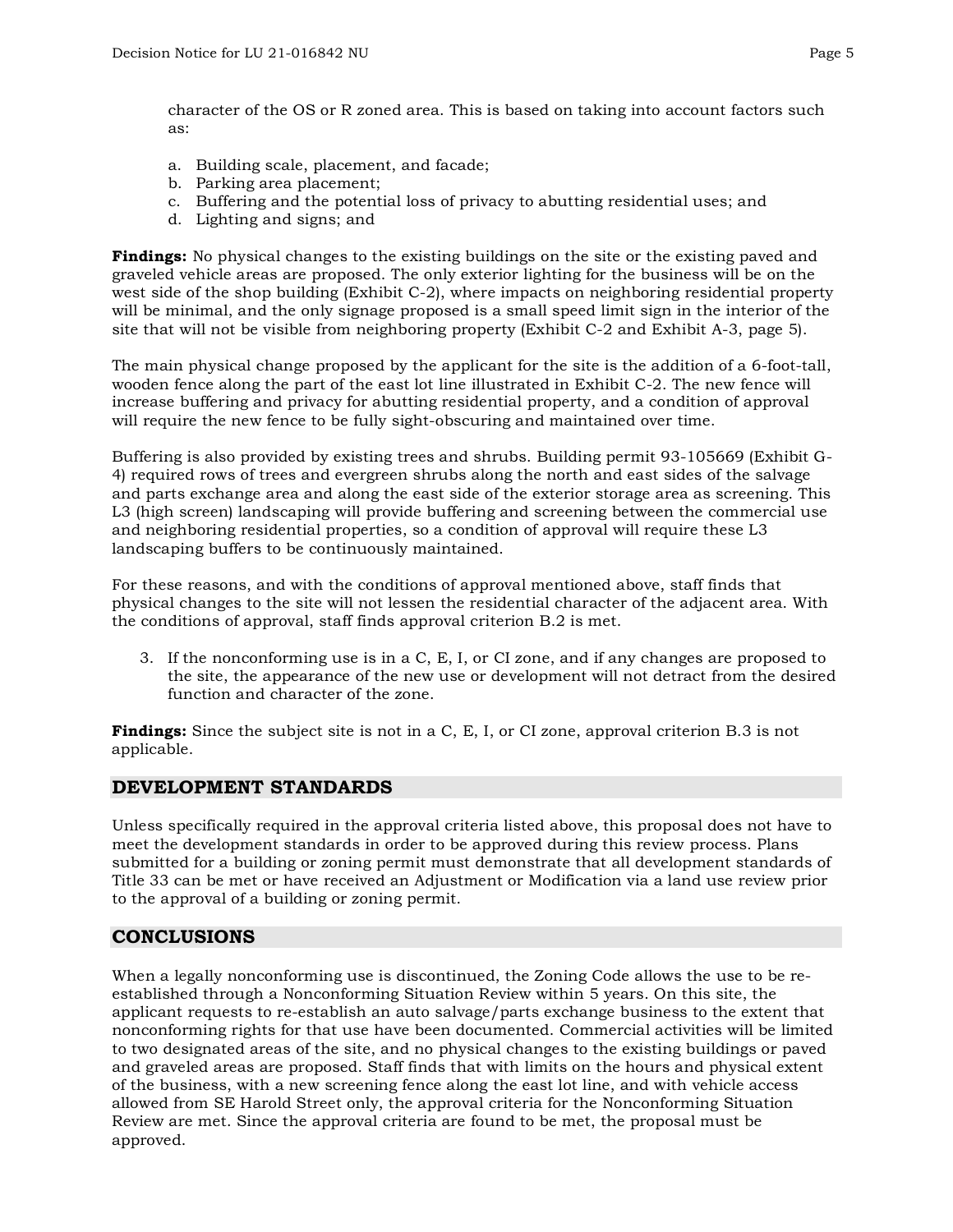character of the OS or R zoned area. This is based on taking into account factors such as:

a. Building scale, placement, and facade;
b. Parking area placement;
c. Buffering and the potential loss of privacy to abutting residential uses; and
d. Lighting and signs; and

**Findings:** No physical changes to the existing buildings on the site or the existing paved and graveled vehicle areas are proposed. The only exterior lighting for the business will be on the west side of the shop building (Exhibit C-2), where impacts on neighboring residential property will be minimal, and the only signage proposed is a small speed limit sign in the interior of the site that will not be visible from neighboring property (Exhibit C-2 and Exhibit A-3, page 5).

The main physical change proposed by the applicant for the site is the addition of a 6-foot-tall, wooden fence along the part of the east lot line illustrated in Exhibit C-2. The new fence will increase buffering and privacy for abutting residential property, and a condition of approval will require the new fence to be fully sight-obscuring and maintained over time.

Buffering is also provided by existing trees and shrubs. Building permit 93-105669 (Exhibit G-4) required rows of trees and evergreen shrubs along the north and east sides of the salvage and parts exchange area and along the east side of the exterior storage area as screening. This L3 (high screen) landscaping will provide buffering and screening between the commercial use and neighboring residential properties, so a condition of approval will require these L3 landscaping buffers to be continuously maintained.

For these reasons, and with the conditions of approval mentioned above, staff finds that physical changes to the site will not lessen the residential character of the adjacent area. With the conditions of approval, staff finds approval criterion B.2 is met.

3. If the nonconforming use is in a C, E, I, or CI zone, and if any changes are proposed to the site, the appearance of the new use or development will not detract from the desired function and character of the zone.

**Findings:** Since the subject site is not in a C, E, I, or CI zone, approval criterion B.3 is not applicable.

## DEVELOPMENT STANDARDS

Unless specifically required in the approval criteria listed above, this proposal does not have to meet the development standards in order to be approved during this review process. Plans submitted for a building or zoning permit must demonstrate that all development standards of Title 33 can be met or have received an Adjustment or Modification via a land use review prior to the approval of a building or zoning permit.

## CONCLUSIONS

When a legally nonconforming use is discontinued, the Zoning Code allows the use to be re-established through a Nonconforming Situation Review within 5 years. On this site, the applicant requests to re-establish an auto salvage/parts exchange business to the extent that nonconforming rights for that use have been documented. Commercial activities will be limited to two designated areas of the site, and no physical changes to the existing buildings or paved and graveled areas are proposed. Staff finds that with limits on the hours and physical extent of the business, with a new screening fence along the east lot line, and with vehicle access allowed from SE Harold Street only, the approval criteria for the Nonconforming Situation Review are met. Since the approval criteria are found to be met, the proposal must be approved.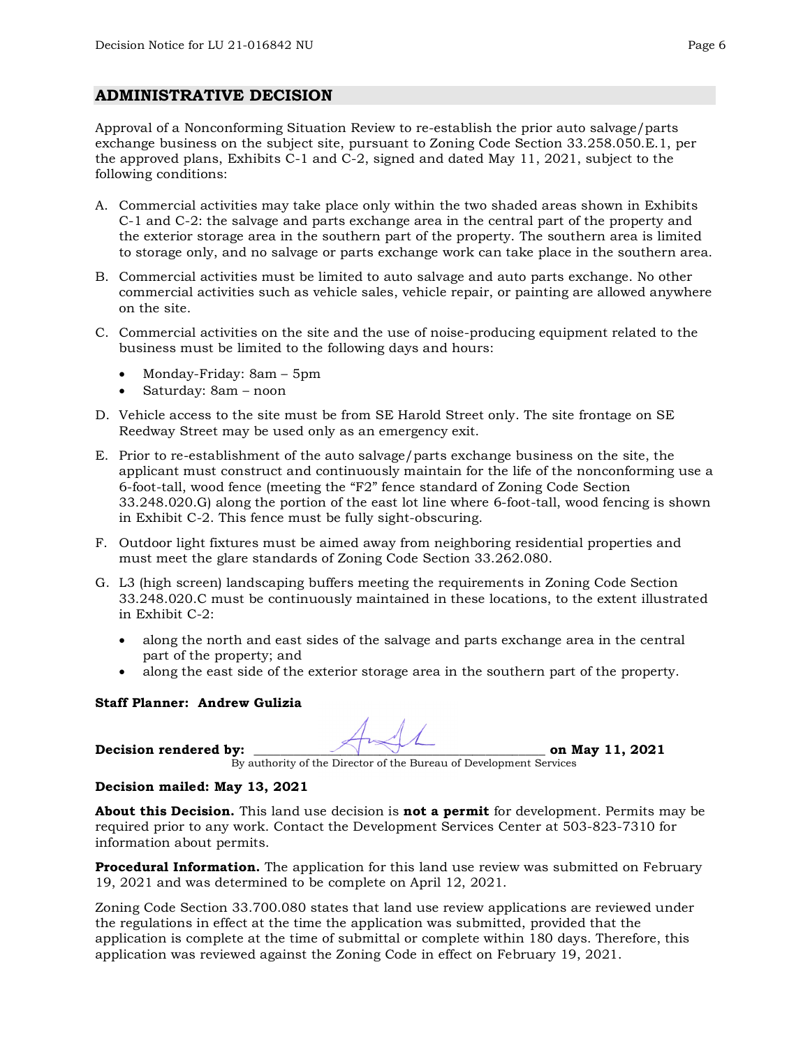## ADMINISTRATIVE DECISION

Approval of a Nonconforming Situation Review to re-establish the prior auto salvage/parts exchange business on the subject site, pursuant to Zoning Code Section 33.258.050.E.1, per the approved plans, Exhibits C-1 and C-2, signed and dated May 11, 2021, subject to the following conditions:

A. Commercial activities may take place only within the two shaded areas shown in Exhibits C-1 and C-2: the salvage and parts exchange area in the central part of the property and the exterior storage area in the southern part of the property. The southern area is limited to storage only, and no salvage or parts exchange work can take place in the southern area.

B. Commercial activities must be limited to auto salvage and auto parts exchange. No other commercial activities such as vehicle sales, vehicle repair, or painting are allowed anywhere on the site.

C. Commercial activities on the site and the use of noise-producing equipment related to the business must be limited to the following days and hours:

- Monday-Friday: 8am – 5pm
- Saturday: 8am – noon

D. Vehicle access to the site must be from SE Harold Street only. The site frontage on SE Reedway Street may be used only as an emergency exit.

E. Prior to re-establishment of the auto salvage/parts exchange business on the site, the applicant must construct and continuously maintain for the life of the nonconforming use a 6-foot-tall, wood fence (meeting the "F2" fence standard of Zoning Code Section 33.248.020.G) along the portion of the east lot line where 6-foot-tall, wood fencing is shown in Exhibit C-2. This fence must be fully sight-obscuring.

F. Outdoor light fixtures must be aimed away from neighboring residential properties and must meet the glare standards of Zoning Code Section 33.262.080.

G. L3 (high screen) landscaping buffers meeting the requirements in Zoning Code Section 33.248.020.C must be continuously maintained in these locations, to the extent illustrated in Exhibit C-2:

- along the north and east sides of the salvage and parts exchange area in the central part of the property; and
- along the east side of the exterior storage area in the southern part of the property.

**Staff Planner: Andrew Gulizia**

**Decision rendered by:** ______________________________ **on May 11, 2021**
By authority of the Director of the Bureau of Development Services

**Decision mailed: May 13, 2021**

**About this Decision.** This land use decision is **not a permit** for development. Permits may be required prior to any work. Contact the Development Services Center at 503-823-7310 for information about permits.

**Procedural Information.** The application for this land use review was submitted on February 19, 2021 and was determined to be complete on April 12, 2021.

Zoning Code Section 33.700.080 states that land use review applications are reviewed under the regulations in effect at the time the application was submitted, provided that the application is complete at the time of submittal or complete within 180 days. Therefore, this application was reviewed against the Zoning Code in effect on February 19, 2021.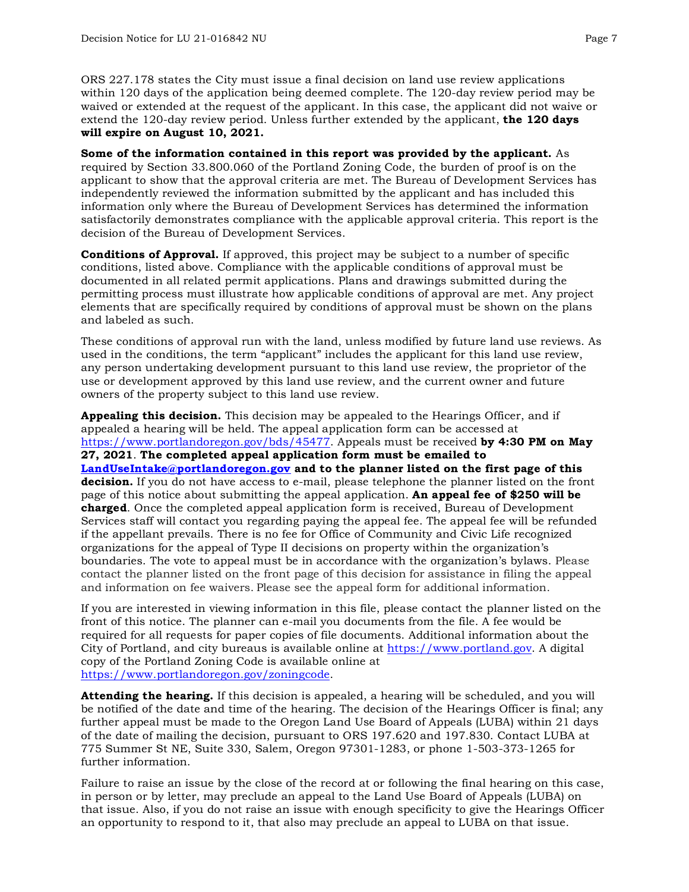ORS 227.178 states the City must issue a final decision on land use review applications within 120 days of the application being deemed complete. The 120-day review period may be waived or extended at the request of the applicant. In this case, the applicant did not waive or extend the 120-day review period. Unless further extended by the applicant, **the 120 days will expire on August 10, 2021.**

**Some of the information contained in this report was provided by the applicant.** As required by Section 33.800.060 of the Portland Zoning Code, the burden of proof is on the applicant to show that the approval criteria are met. The Bureau of Development Services has independently reviewed the information submitted by the applicant and has included this information only where the Bureau of Development Services has determined the information satisfactorily demonstrates compliance with the applicable approval criteria. This report is the decision of the Bureau of Development Services.

**Conditions of Approval.** If approved, this project may be subject to a number of specific conditions, listed above. Compliance with the applicable conditions of approval must be documented in all related permit applications. Plans and drawings submitted during the permitting process must illustrate how applicable conditions of approval are met. Any project elements that are specifically required by conditions of approval must be shown on the plans and labeled as such.

These conditions of approval run with the land, unless modified by future land use reviews. As used in the conditions, the term "applicant" includes the applicant for this land use review, any person undertaking development pursuant to this land use review, the proprietor of the use or development approved by this land use review, and the current owner and future owners of the property subject to this land use review.

**Appealing this decision.** This decision may be appealed to the Hearings Officer, and if appealed a hearing will be held. The appeal application form can be accessed at https://www.portlandoregon.gov/bds/45477. Appeals must be received **by 4:30 PM on May 27, 2021**. **The completed appeal application form must be emailed to LandUseIntake@portlandoregon.gov and to the planner listed on the first page of this decision.** If you do not have access to e-mail, please telephone the planner listed on the front page of this notice about submitting the appeal application. **An appeal fee of $250 will be charged**. Once the completed appeal application form is received, Bureau of Development Services staff will contact you regarding paying the appeal fee. The appeal fee will be refunded if the appellant prevails. There is no fee for Office of Community and Civic Life recognized organizations for the appeal of Type II decisions on property within the organization's boundaries. The vote to appeal must be in accordance with the organization's bylaws. Please contact the planner listed on the front page of this decision for assistance in filing the appeal and information on fee waivers. Please see the appeal form for additional information.

If you are interested in viewing information in this file, please contact the planner listed on the front of this notice. The planner can e-mail you documents from the file. A fee would be required for all requests for paper copies of file documents. Additional information about the City of Portland, and city bureaus is available online at https://www.portland.gov. A digital copy of the Portland Zoning Code is available online at https://www.portlandoregon.gov/zoningcode.

**Attending the hearing.** If this decision is appealed, a hearing will be scheduled, and you will be notified of the date and time of the hearing. The decision of the Hearings Officer is final; any further appeal must be made to the Oregon Land Use Board of Appeals (LUBA) within 21 days of the date of mailing the decision, pursuant to ORS 197.620 and 197.830. Contact LUBA at 775 Summer St NE, Suite 330, Salem, Oregon 97301-1283, or phone 1-503-373-1265 for further information.

Failure to raise an issue by the close of the record at or following the final hearing on this case, in person or by letter, may preclude an appeal to the Land Use Board of Appeals (LUBA) on that issue. Also, if you do not raise an issue with enough specificity to give the Hearings Officer an opportunity to respond to it, that also may preclude an appeal to LUBA on that issue.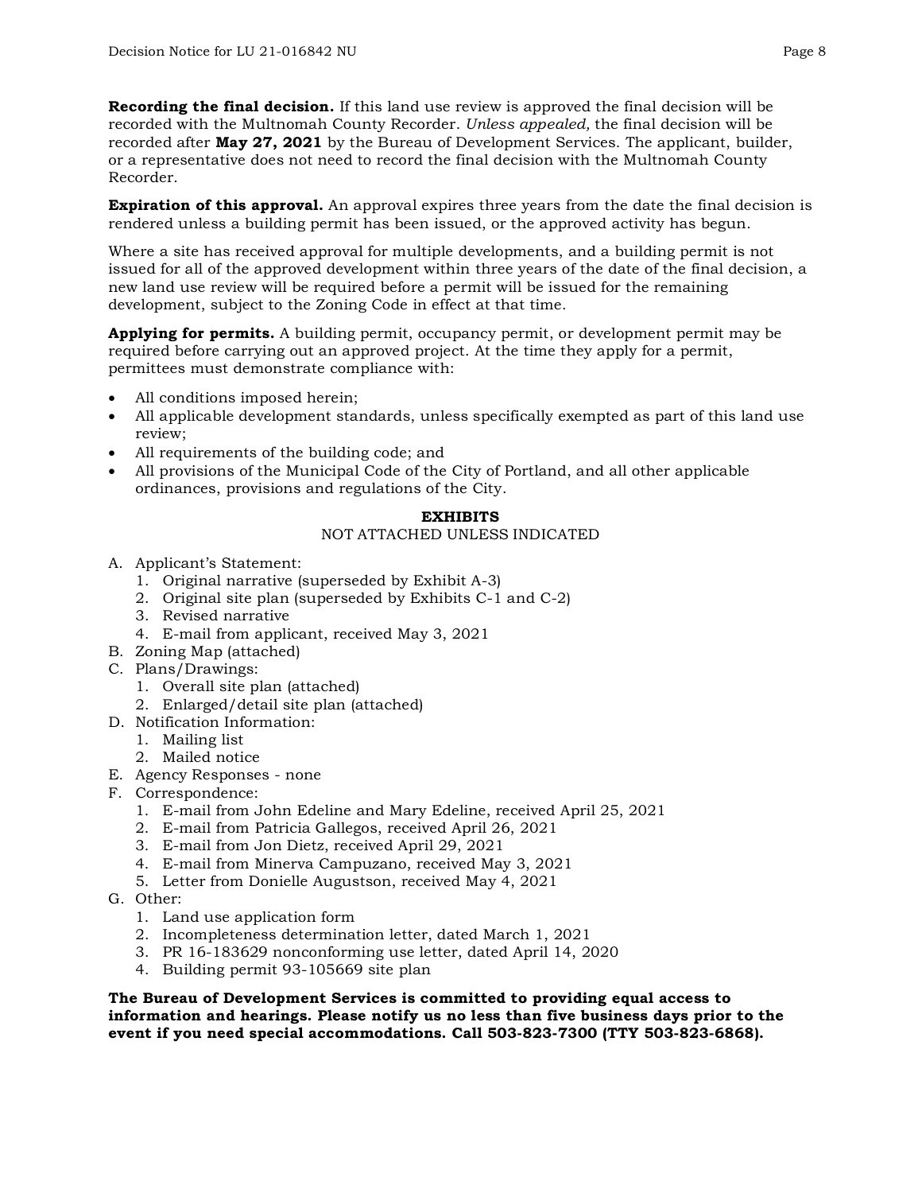**Recording the final decision.** If this land use review is approved the final decision will be recorded with the Multnomah County Recorder. *Unless appealed,* the final decision will be recorded after **May 27, 2021** by the Bureau of Development Services. The applicant, builder, or a representative does not need to record the final decision with the Multnomah County Recorder.

**Expiration of this approval.** An approval expires three years from the date the final decision is rendered unless a building permit has been issued, or the approved activity has begun.

Where a site has received approval for multiple developments, and a building permit is not issued for all of the approved development within three years of the date of the final decision, a new land use review will be required before a permit will be issued for the remaining development, subject to the Zoning Code in effect at that time.

**Applying for permits.** A building permit, occupancy permit, or development permit may be required before carrying out an approved project. At the time they apply for a permit, permittees must demonstrate compliance with:

- All conditions imposed herein;
- All applicable development standards, unless specifically exempted as part of this land use review;
- All requirements of the building code; and
- All provisions of the Municipal Code of the City of Portland, and all other applicable ordinances, provisions and regulations of the City.

**EXHIBITS**

NOT ATTACHED UNLESS INDICATED

A. Applicant's Statement:
   1. Original narrative (superseded by Exhibit A-3)
   2. Original site plan (superseded by Exhibits C-1 and C-2)
   3. Revised narrative
   4. E-mail from applicant, received May 3, 2021
B. Zoning Map (attached)
C. Plans/Drawings:
   1. Overall site plan (attached)
   2. Enlarged/detail site plan (attached)
D. Notification Information:
   1. Mailing list
   2. Mailed notice
E. Agency Responses - none
F. Correspondence:
   1. E-mail from John Edeline and Mary Edeline, received April 25, 2021
   2. E-mail from Patricia Gallegos, received April 26, 2021
   3. E-mail from Jon Dietz, received April 29, 2021
   4. E-mail from Minerva Campuzano, received May 3, 2021
   5. Letter from Donielle Augustson, received May 4, 2021
G. Other:
   1. Land use application form
   2. Incompleteness determination letter, dated March 1, 2021
   3. PR 16-183629 nonconforming use letter, dated April 14, 2020
   4. Building permit 93-105669 site plan

**The Bureau of Development Services is committed to providing equal access to information and hearings. Please notify us no less than five business days prior to the event if you need special accommodations. Call 503-823-7300 (TTY 503-823-6868).**